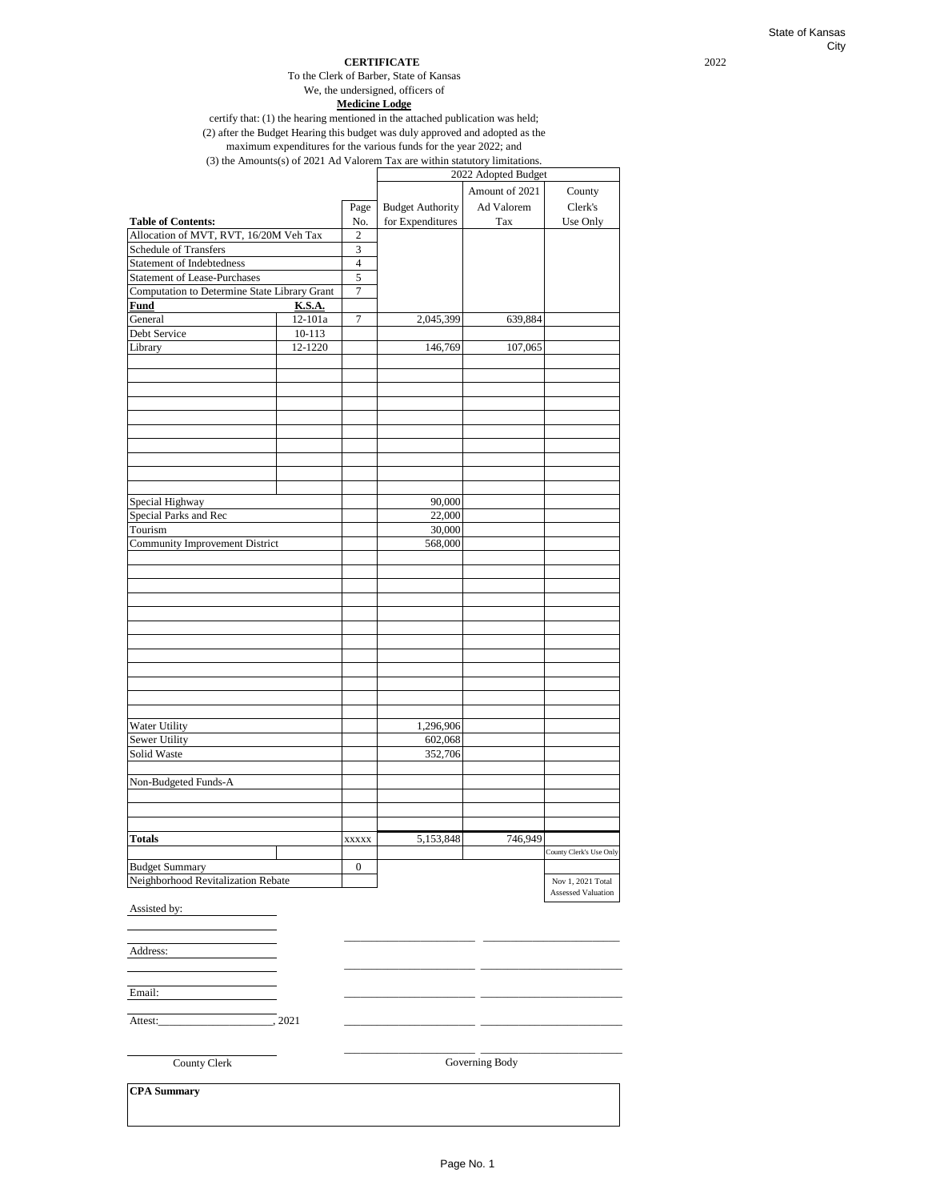State of Kansas
City

2022

**CERTIFICATE**

To the Clerk of Barber, State of Kansas

We, the undersigned, officers of

**Medicine Lodge**

certify that: (1) the hearing mentioned in the attached publication was held;
(2) after the Budget Hearing this budget was duly approved and adopted as the maximum expenditures for the various funds for the year 2022; and
(3) the Amounts(s) of 2021 Ad Valorem Tax are within statutory limitations.

| | | | 2022 Adopted Budget | | |
|---|---|---|---|---|---|
| | | Page | Budget Authority | Amount of 2021 Ad Valorem | County Clerk's |
| **Table of Contents:** | | No. | for Expenditures | Tax | Use Only |
| Allocation of MVT, RVT, 16/20M Veh Tax | | 2 | | | |
| Schedule of Transfers | | 3 | | | |
| Statement of Indebtedness | | 4 | | | |
| Statement of Lease-Purchases | | 5 | | | |
| Computation to Determine State Library Grant | | 7 | | | |
| **Fund** | **K.S.A.** | | | | |
| General | 12-101a | 7 | 2,045,399 | 639,884 | |
| Debt Service | 10-113 | | | | |
| Library | 12-1220 | | 146,769 | 107,065 | |
| Special Highway | | | 90,000 | | |
| Special Parks and Rec | | | 22,000 | | |
| Tourism | | | 30,000 | | |
| Community Improvement District | | | 568,000 | | |
| Water Utility | | | 1,296,906 | | |
| Sewer Utility | | | 602,068 | | |
| Solid Waste | | | 352,706 | | |
| Non-Budgeted Funds-A | | | | | |
| **Totals** | | xxxxx | 5,153,848 | 746,949 | |
| | | | | | County Clerk's Use Only |
| Budget Summary | | 0 | | | |
| Neighborhood Revitalization Rebate | | | | | Nov 1, 2021 Total Assessed Valuation |

Assisted by: ____________________

Address: ____________________

Email: ____________________

Attest:____________________, 2021

____________________
County Clerk

Governing Body

**CPA Summary**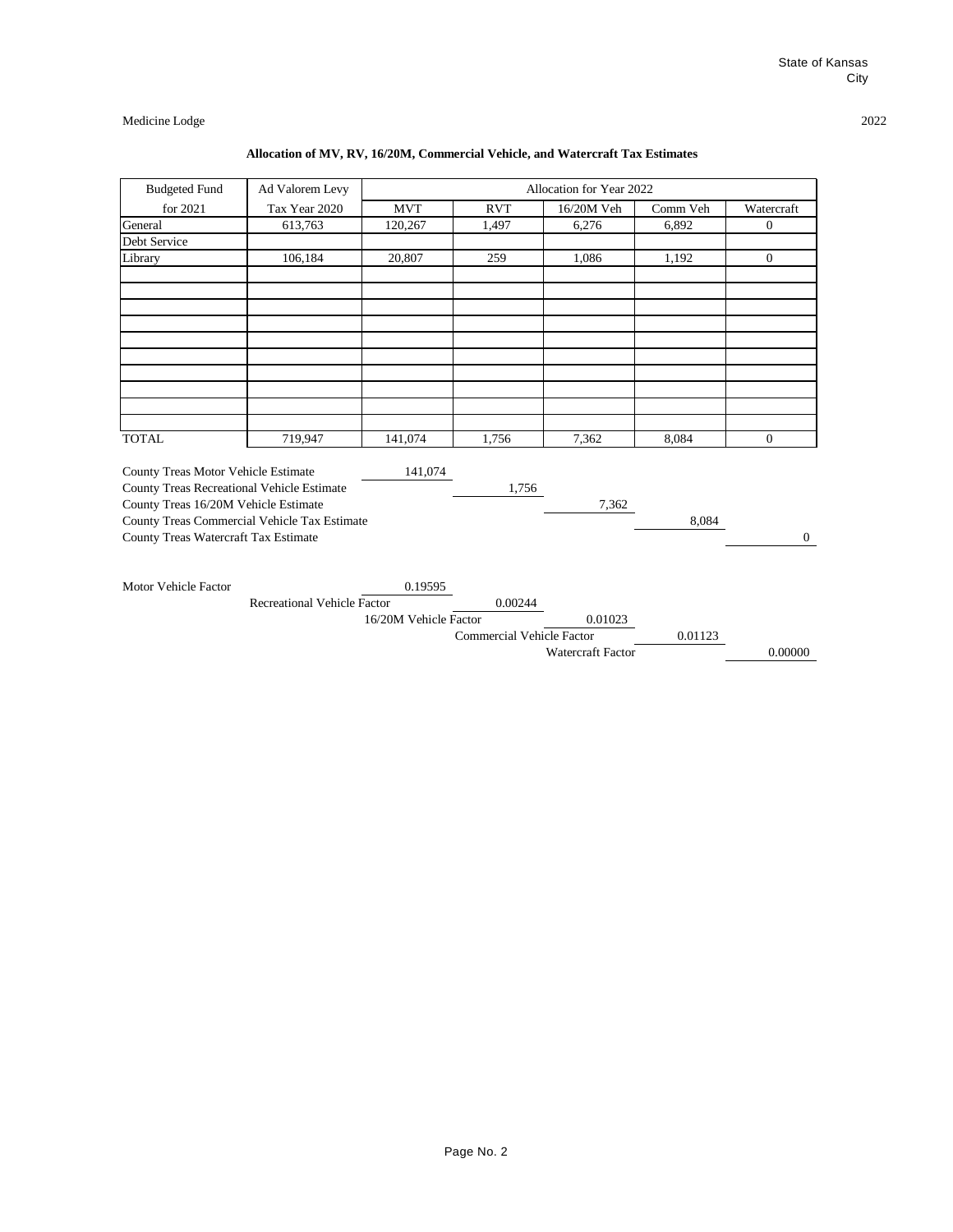State of Kansas
City

Medicine Lodge 2022

**Allocation of MV, RV, 16/20M, Commercial Vehicle, and Watercraft Tax Estimates**

| Budgeted Fund | Ad Valorem Levy | Allocation for Year 2022 | | | | |
|---|---|---|---|---|---|---|
| for 2021 | Tax Year 2020 | MVT | RVT | 16/20M Veh | Comm Veh | Watercraft |
| General | 613,763 | 120,267 | 1,497 | 6,276 | 6,892 | 0 |
| Debt Service | | | | | | |
| Library | 106,184 | 20,807 | 259 | 1,086 | 1,192 | 0 |
| | | | | | | |
| | | | | | | |
| | | | | | | |
| | | | | | | |
| | | | | | | |
| | | | | | | |
| | | | | | | |
| | | | | | | |
| | | | | | | |
| | | | | | | |
| TOTAL | 719,947 | 141,074 | 1,756 | 7,362 | 8,084 | 0 |

| | | | | | |
|---|---|---|---|---|---|
| County Treas Motor Vehicle Estimate | 141,074 | | | | |
| County Treas Recreational Vehicle Estimate | | 1,756 | | | |
| County Treas 16/20M Vehicle Estimate | | | 7,362 | | |
| County Treas Commercial Vehicle Tax Estimate | | | | 8,084 | |
| County Treas Watercraft Tax Estimate | | | | | 0 |

| | | | | | |
|---|---|---|---|---|---|
| Motor Vehicle Factor | 0.19595 | | | | |
| Recreational Vehicle Factor | | 0.00244 | | | |
| 16/20M Vehicle Factor | | | 0.01023 | | |
| Commercial Vehicle Factor | | | | 0.01123 | |
| Watercraft Factor | | | | | 0.00000 |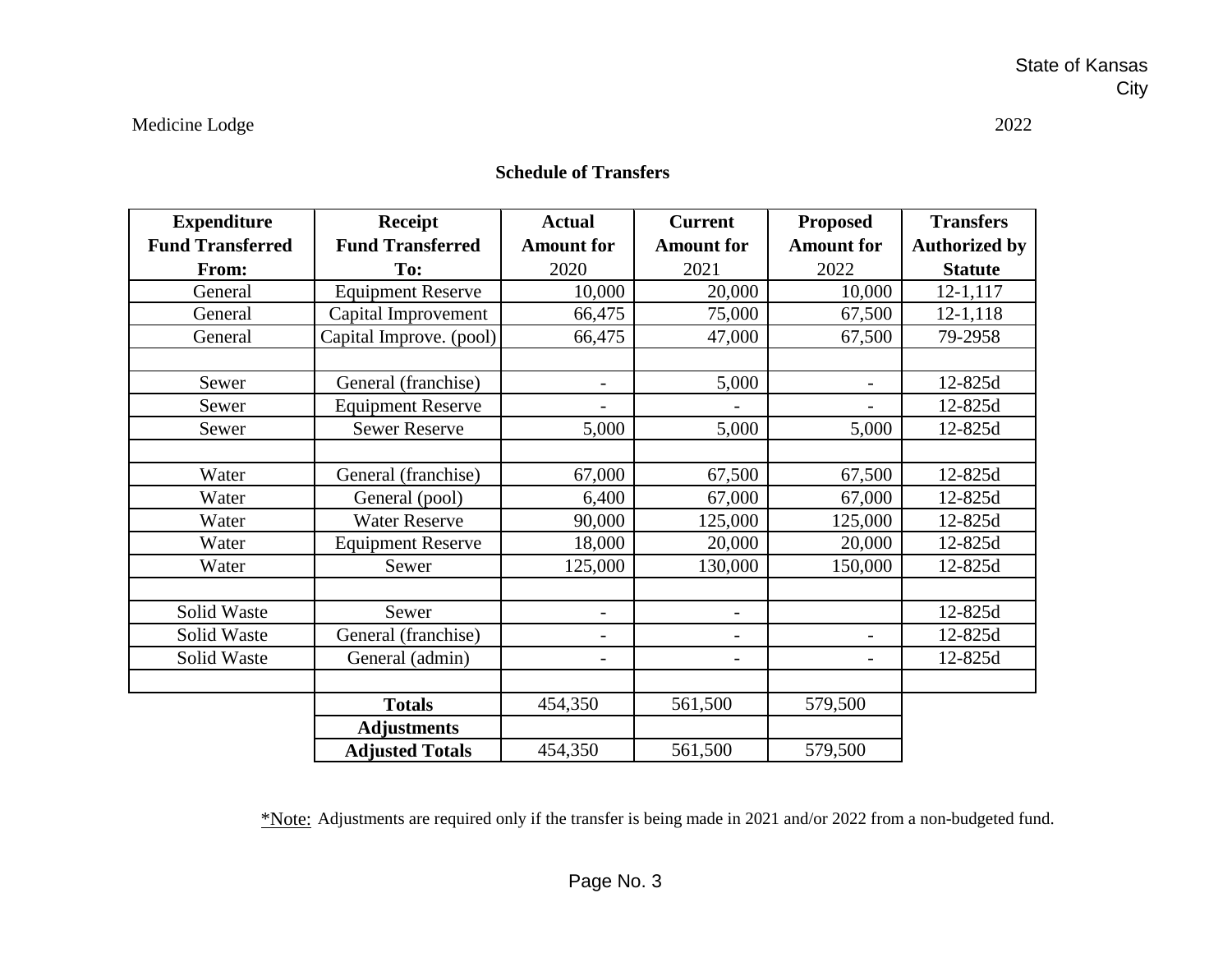State of Kansas
City

Medicine Lodge 2022

## Schedule of Transfers

| Expenditure Fund Transferred From: | Receipt Fund Transferred To: | Actual Amount for 2020 | Current Amount for 2021 | Proposed Amount for 2022 | Transfers Authorized by Statute |
|---|---|---|---|---|---|
| General | Equipment Reserve | 10,000 | 20,000 | 10,000 | 12-1,117 |
| General | Capital Improvement | 66,475 | 75,000 | 67,500 | 12-1,118 |
| General | Capital Improve. (pool) | 66,475 | 47,000 | 67,500 | 79-2958 |
| | | | | | |
| Sewer | General (franchise) | - | 5,000 | - | 12-825d |
| Sewer | Equipment Reserve | - | - | - | 12-825d |
| Sewer | Sewer Reserve | 5,000 | 5,000 | 5,000 | 12-825d |
| | | | | | |
| Water | General (franchise) | 67,000 | 67,500 | 67,500 | 12-825d |
| Water | General (pool) | 6,400 | 67,000 | 67,000 | 12-825d |
| Water | Water Reserve | 90,000 | 125,000 | 125,000 | 12-825d |
| Water | Equipment Reserve | 18,000 | 20,000 | 20,000 | 12-825d |
| Water | Sewer | 125,000 | 130,000 | 150,000 | 12-825d |
| | | | | | |
| Solid Waste | Sewer | - | - | | 12-825d |
| Solid Waste | General (franchise) | - | - | - | 12-825d |
| Solid Waste | General (admin) | - | - | - | 12-825d |
| | | | | | |
| | **Totals** | 454,350 | 561,500 | 579,500 | |
| | **Adjustments** | | | | |
| | **Adjusted Totals** | 454,350 | 561,500 | 579,500 | |

*Note: Adjustments are required only if the transfer is being made in 2021 and/or 2022 from a non-budgeted fund.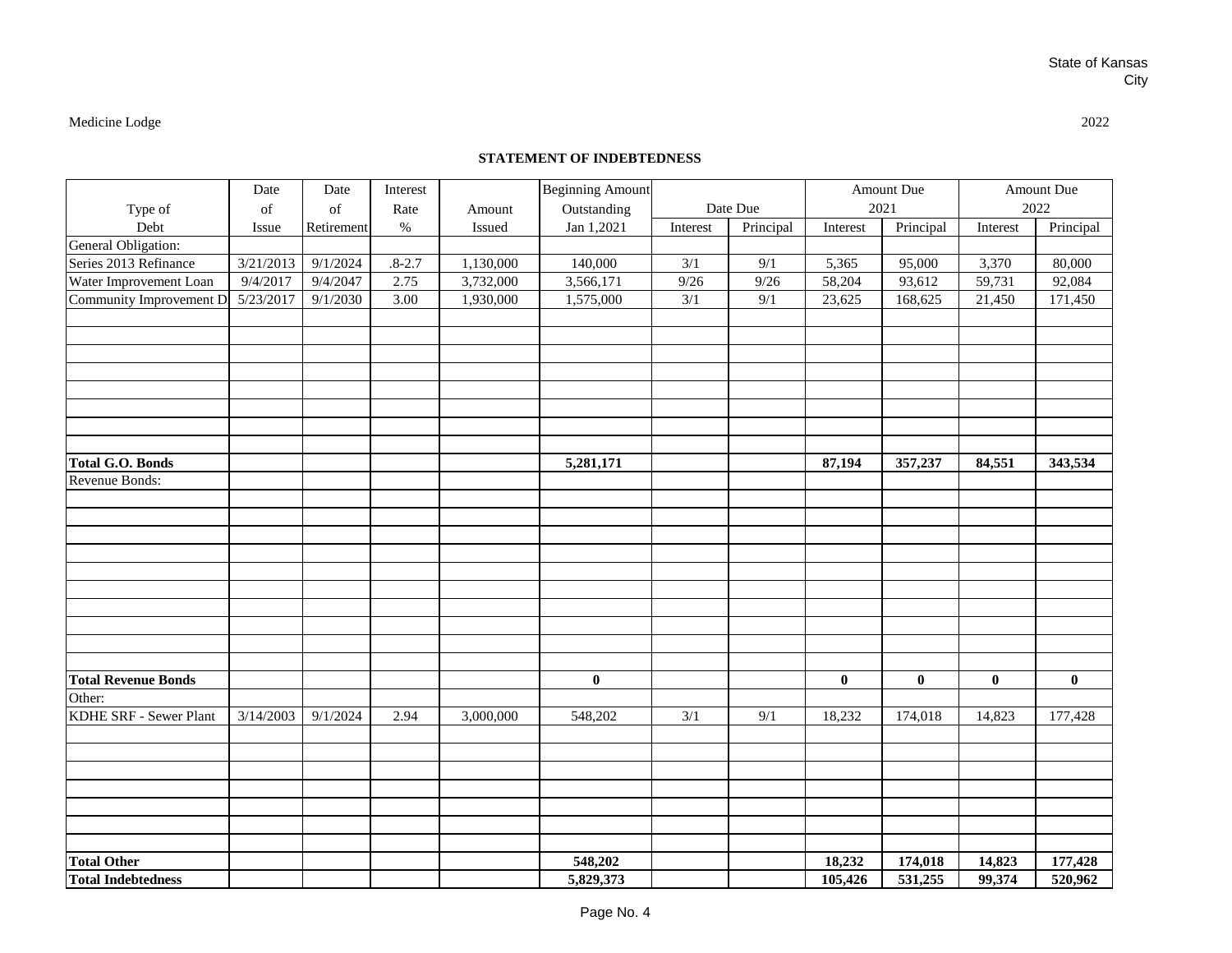State of Kansas
City

Medicine Lodge

2022

## STATEMENT OF INDEBTEDNESS

| Type of Debt | Date of Issue | Date of Retirement | Interest Rate % | Amount Issued | Beginning Amount Outstanding Jan 1,2021 | Date Due | | Amount Due 2021 | | Amount Due 2022 | |
|---|---|---|---|---|---|---|---|---|---|---|---|
| | | | | | | Interest | Principal | Interest | Principal | Interest | Principal |
| General Obligation: | | | | | | | | | | | |
| Series 2013 Refinance | 3/21/2013 | 9/1/2024 | .8-2.7 | 1,130,000 | 140,000 | 3/1 | 9/1 | 5,365 | 95,000 | 3,370 | 80,000 |
| Water Improvement Loan | 9/4/2017 | 9/4/2047 | 2.75 | 3,732,000 | 3,566,171 | 9/26 | 9/26 | 58,204 | 93,612 | 59,731 | 92,084 |
| Community Improvement D | 5/23/2017 | 9/1/2030 | 3.00 | 1,930,000 | 1,575,000 | 3/1 | 9/1 | 23,625 | 168,625 | 21,450 | 171,450 |
| **Total G.O. Bonds** | | | | | **5,281,171** | | | **87,194** | **357,237** | **84,551** | **343,534** |
| Revenue Bonds: | | | | | | | | | | | |
| **Total Revenue Bonds** | | | | | **0** | | | **0** | **0** | **0** | **0** |
| Other: | | | | | | | | | | | |
| KDHE SRF - Sewer Plant | 3/14/2003 | 9/1/2024 | 2.94 | 3,000,000 | 548,202 | 3/1 | 9/1 | 18,232 | 174,018 | 14,823 | 177,428 |
| **Total Other** | | | | | **548,202** | | | **18,232** | **174,018** | **14,823** | **177,428** |
| **Total Indebtedness** | | | | | **5,829,373** | | | **105,426** | **531,255** | **99,374** | **520,962** |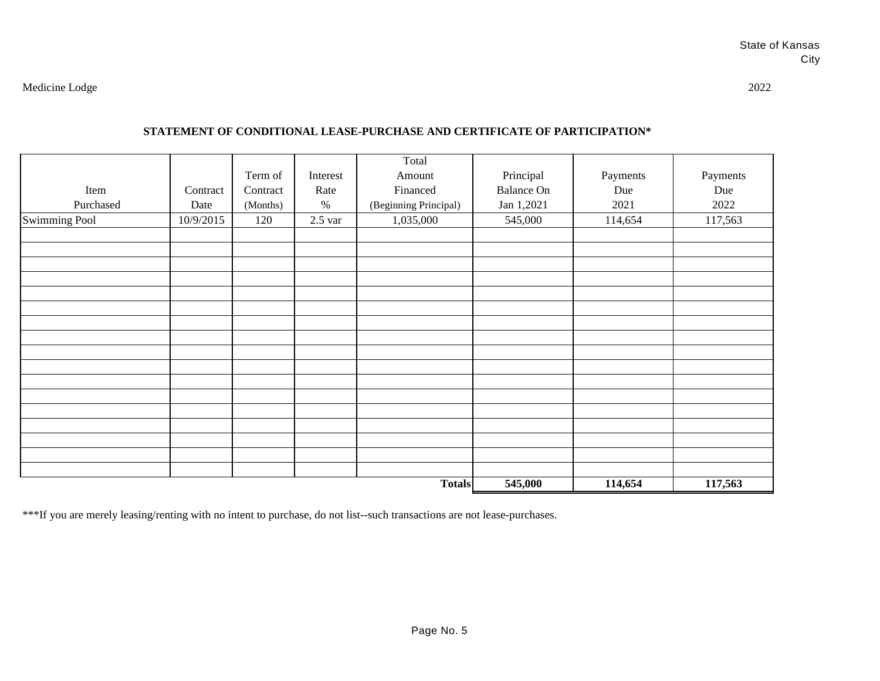State of Kansas
City

Medicine Lodge

2022

**STATEMENT OF CONDITIONAL LEASE-PURCHASE AND CERTIFICATE OF PARTICIPATION***

| Item Purchased | Contract Date | Term of Contract (Months) | Interest Rate % | Total Amount Financed (Beginning Principal) | Principal Balance On Jan 1,2021 | Payments Due 2021 | Payments Due 2022 |
|---|---|---|---|---|---|---|---|
| Swimming Pool | 10/9/2015 | 120 | 2.5 var | 1,035,000 | 545,000 | 114,654 | 117,563 |
| | | | | | | | |
| | | | | | | | |
| | | | | | | | |
| | | | | | | | |
| | | | | | | | |
| | | | | | | | |
| | | | | | | | |
| | | | | | | | |
| | | | | | | | |
| | | | | | | | |
| | | | | | | | |
| | | | | | | | |
| | | | | | | | |
| | | | | | | | |
| | | | | | | | |
| | | | | | | | |
| | | | | | | | |
| | | | | **Totals** | **545,000** | **114,654** | **117,563** |

***If you are merely leasing/renting with no intent to purchase, do not list--such transactions are not lease-purchases.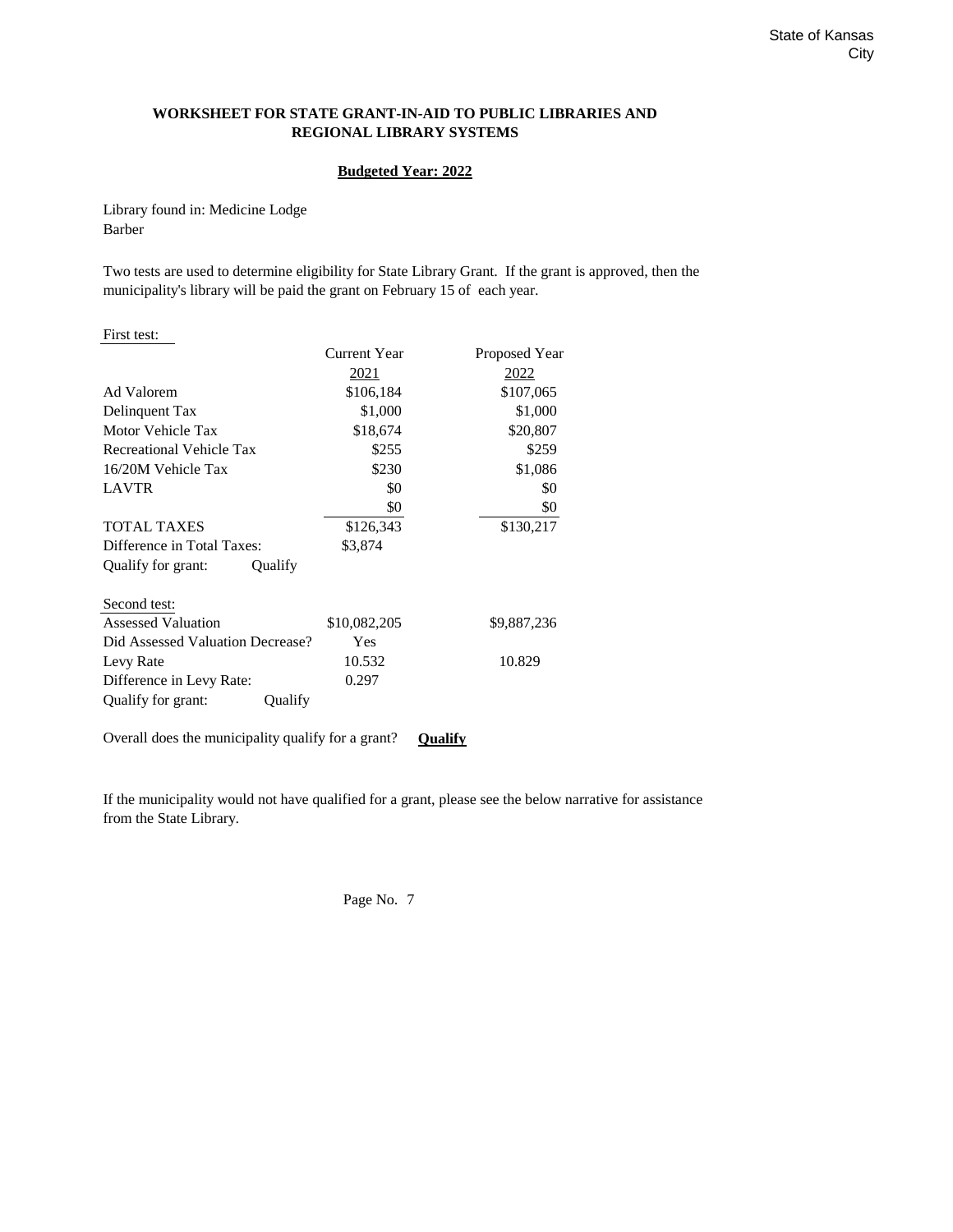State of Kansas
City

## WORKSHEET FOR STATE GRANT-IN-AID TO PUBLIC LIBRARIES AND REGIONAL LIBRARY SYSTEMS

**Budgeted Year: 2022**

Library found in: Medicine Lodge
Barber

Two tests are used to determine eligibility for State Library Grant. If the grant is approved, then the municipality's library will be paid the grant on February 15 of each year.

First test:

| | Current Year 2021 | Proposed Year 2022 |
|---|---|---|
| Ad Valorem | $106,184 | $107,065 |
| Delinquent Tax | $1,000 | $1,000 |
| Motor Vehicle Tax | $18,674 | $20,807 |
| Recreational Vehicle Tax | $255 | $259 |
| 16/20M Vehicle Tax | $230 | $1,086 |
| LAVTR | $0 | $0 |
| | $0 | $0 |
| TOTAL TAXES | $126,343 | $130,217 |
| Difference in Total Taxes: | $3,874 | |
| Qualify for grant: Qualify | | |

Second test:

| | | |
|---|---|---|
| Assessed Valuation | $10,082,205 | $9,887,236 |
| Did Assessed Valuation Decrease? | Yes | |
| Levy Rate | 10.532 | 10.829 |
| Difference in Levy Rate: | 0.297 | |
| Qualify for grant: Qualify | | |

Overall does the municipality qualify for a grant? **Qualify**

If the municipality would not have qualified for a grant, please see the below narrative for assistance from the State Library.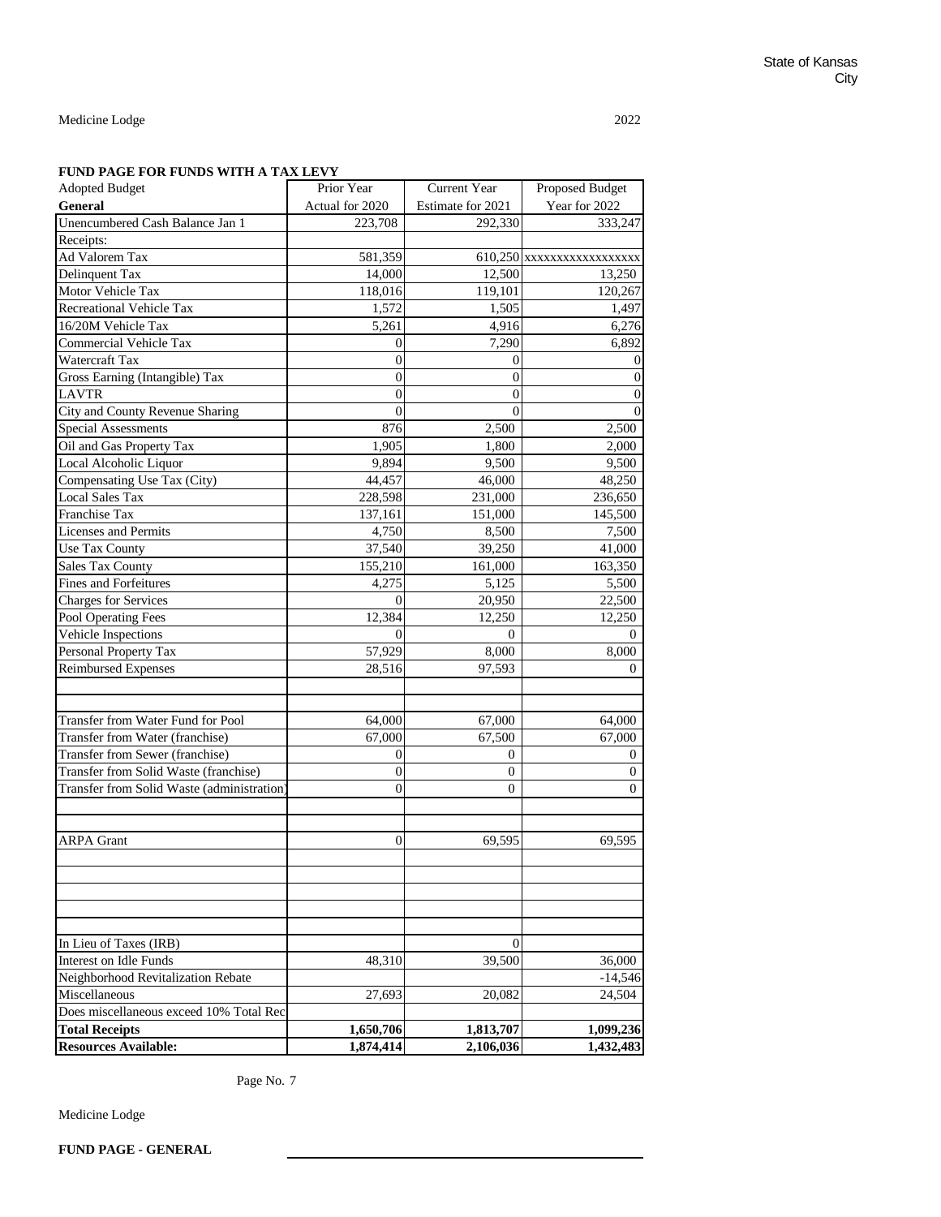State of Kansas
City

Medicine Lodge 2022

**FUND PAGE FOR FUNDS WITH A TAX LEVY**

| Adopted Budget<br>**General** | Prior Year<br>Actual for 2020 | Current Year<br>Estimate for 2021 | Proposed Budget<br>Year for 2022 |
|---|---|---|---|
| Unencumbered Cash Balance Jan 1 | 223,708 | 292,330 | 333,247 |
| Receipts: | | | |
| Ad Valorem Tax | 581,359 | 610,250 | xxxxxxxxxxxxxxxxx |
| Delinquent Tax | 14,000 | 12,500 | 13,250 |
| Motor Vehicle Tax | 118,016 | 119,101 | 120,267 |
| Recreational Vehicle Tax | 1,572 | 1,505 | 1,497 |
| 16/20M Vehicle Tax | 5,261 | 4,916 | 6,276 |
| Commercial Vehicle Tax | 0 | 7,290 | 6,892 |
| Watercraft Tax | 0 | 0 | 0 |
| Gross Earning (Intangible) Tax | 0 | 0 | 0 |
| LAVTR | 0 | 0 | 0 |
| City and County Revenue Sharing | 0 | 0 | 0 |
| Special Assessments | 876 | 2,500 | 2,500 |
| Oil and Gas Property Tax | 1,905 | 1,800 | 2,000 |
| Local Alcoholic Liquor | 9,894 | 9,500 | 9,500 |
| Compensating Use Tax (City) | 44,457 | 46,000 | 48,250 |
| Local Sales Tax | 228,598 | 231,000 | 236,650 |
| Franchise Tax | 137,161 | 151,000 | 145,500 |
| Licenses and Permits | 4,750 | 8,500 | 7,500 |
| Use Tax County | 37,540 | 39,250 | 41,000 |
| Sales Tax County | 155,210 | 161,000 | 163,350 |
| Fines and Forfeitures | 4,275 | 5,125 | 5,500 |
| Charges for Services | 0 | 20,950 | 22,500 |
| Pool Operating Fees | 12,384 | 12,250 | 12,250 |
| Vehicle Inspections | 0 | 0 | 0 |
| Personal Property Tax | 57,929 | 8,000 | 8,000 |
| Reimbursed Expenses | 28,516 | 97,593 | 0 |
| | | | |
| | | | |
| Transfer from Water Fund for Pool | 64,000 | 67,000 | 64,000 |
| Transfer from Water (franchise) | 67,000 | 67,500 | 67,000 |
| Transfer from Sewer (franchise) | 0 | 0 | 0 |
| Transfer from Solid Waste (franchise) | 0 | 0 | 0 |
| Transfer from Solid Waste (administration) | 0 | 0 | 0 |
| | | | |
| | | | |
| ARPA Grant | 0 | 69,595 | 69,595 |
| | | | |
| | | | |
| | | | |
| | | | |
| | | | |
| In Lieu of Taxes (IRB) | | 0 | |
| Interest on Idle Funds | 48,310 | 39,500 | 36,000 |
| Neighborhood Revitalization Rebate | | | -14,546 |
| Miscellaneous | 27,693 | 20,082 | 24,504 |
| Does miscellaneous exceed 10% Total Rec | | | |
| **Total Receipts** | **1,650,706** | **1,813,707** | **1,099,236** |
| **Resources Available:** | **1,874,414** | **2,106,036** | **1,432,483** |

Page No. 7

Medicine Lodge

**FUND PAGE - GENERAL**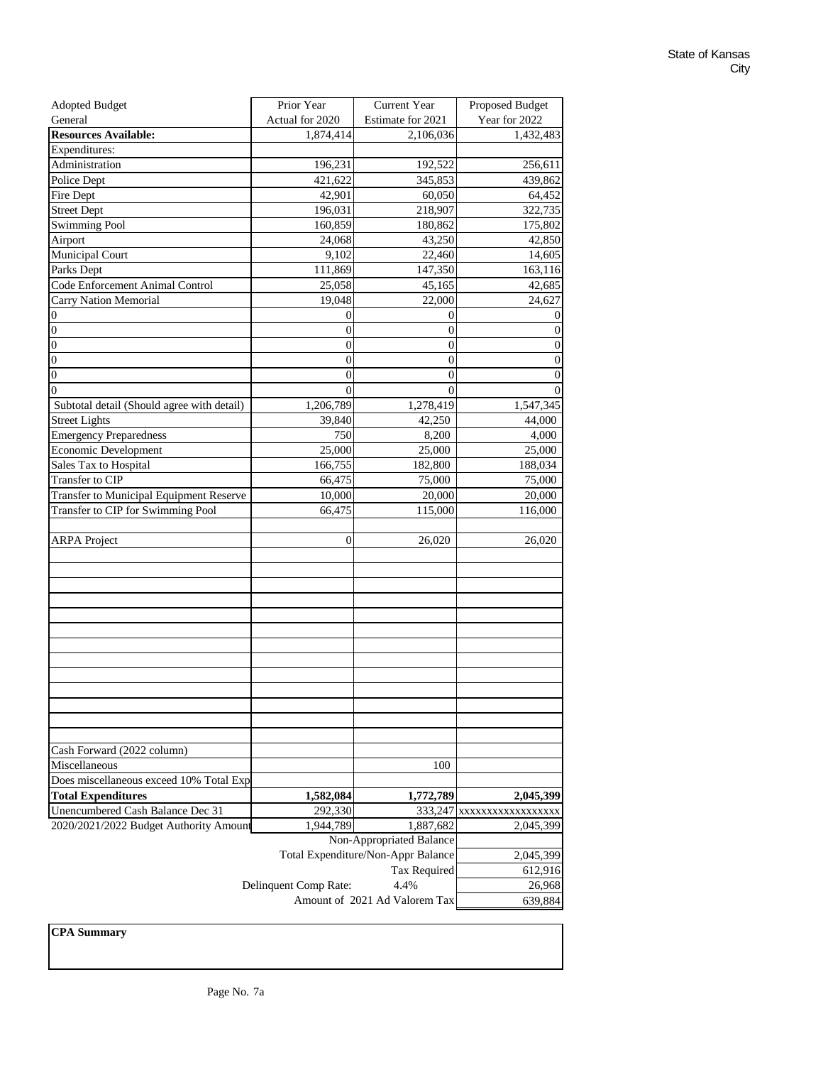State of Kansas
City

| Adopted Budget<br>General | Prior Year<br>Actual for 2020 | Current Year<br>Estimate for 2021 | Proposed Budget<br>Year for 2022 |
|---|---|---|---|
| **Resources Available:** | 1,874,414 | 2,106,036 | 1,432,483 |
| Expenditures: | | | |
| Administration | 196,231 | 192,522 | 256,611 |
| Police Dept | 421,622 | 345,853 | 439,862 |
| Fire Dept | 42,901 | 60,050 | 64,452 |
| Street Dept | 196,031 | 218,907 | 322,735 |
| Swimming Pool | 160,859 | 180,862 | 175,802 |
| Airport | 24,068 | 43,250 | 42,850 |
| Municipal Court | 9,102 | 22,460 | 14,605 |
| Parks Dept | 111,869 | 147,350 | 163,116 |
| Code Enforcement Animal Control | 25,058 | 45,165 | 42,685 |
| Carry Nation Memorial | 19,048 | 22,000 | 24,627 |
| 0 | 0 | 0 | 0 |
| 0 | 0 | 0 | 0 |
| 0 | 0 | 0 | 0 |
| 0 | 0 | 0 | 0 |
| 0 | 0 | 0 | 0 |
| 0 | 0 | 0 | 0 |
| Subtotal detail (Should agree with detail) | 1,206,789 | 1,278,419 | 1,547,345 |
| Street Lights | 39,840 | 42,250 | 44,000 |
| Emergency Preparedness | 750 | 8,200 | 4,000 |
| Economic Development | 25,000 | 25,000 | 25,000 |
| Sales Tax to Hospital | 166,755 | 182,800 | 188,034 |
| Transfer to CIP | 66,475 | 75,000 | 75,000 |
| Transfer to Municipal Equipment Reserve | 10,000 | 20,000 | 20,000 |
| Transfer to CIP for Swimming Pool | 66,475 | 115,000 | 116,000 |
| | | | |
| ARPA Project | 0 | 26,020 | 26,020 |
| Cash Forward (2022 column) | | | |
| Miscellaneous | | 100 | |
| Does miscellaneous exceed 10% Total Exp | | | |
| **Total Expenditures** | **1,582,084** | **1,772,789** | **2,045,399** |
| Unencumbered Cash Balance Dec 31 | 292,330 | 333,247 | xxxxxxxxxxxxxxxxx |
| 2020/2021/2022 Budget Authority Amount | 1,944,789 | 1,887,682 | 2,045,399 |
| | | Non-Appropriated Balance | |
| | | Total Expenditure/Non-Appr Balance | 2,045,399 |
| | | Tax Required | 612,916 |
| | Delinquent Comp Rate: | 4.4% | 26,968 |
| | | Amount of 2021 Ad Valorem Tax | 639,884 |

**CPA Summary**

Page No. 7a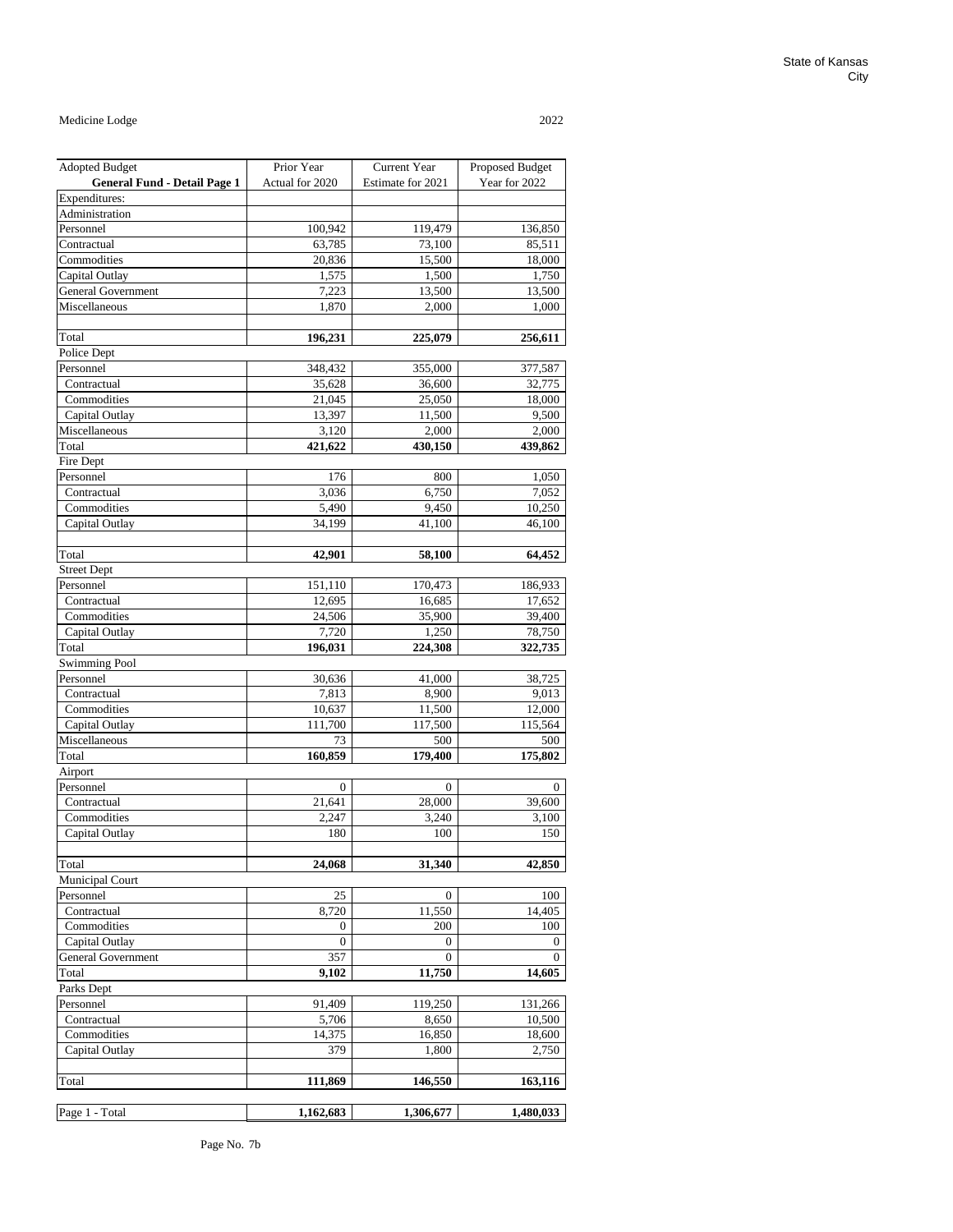State of Kansas
City

Medicine Lodge

2022

| Adopted Budget<br>**General Fund - Detail Page 1** | Prior Year<br>Actual for 2020 | Current Year<br>Estimate for 2021 | Proposed Budget<br>Year for 2022 |
|---|---|---|---|
| Expenditures: | | | |
| Administration | | | |
| Personnel | 100,942 | 119,479 | 136,850 |
| Contractual | 63,785 | 73,100 | 85,511 |
| Commodities | 20,836 | 15,500 | 18,000 |
| Capital Outlay | 1,575 | 1,500 | 1,750 |
| General Government | 7,223 | 13,500 | 13,500 |
| Miscellaneous | 1,870 | 2,000 | 1,000 |
| | | | |
| Total | **196,231** | **225,079** | **256,611** |
| Police Dept | | | |
| Personnel | 348,432 | 355,000 | 377,587 |
| Contractual | 35,628 | 36,600 | 32,775 |
| Commodities | 21,045 | 25,050 | 18,000 |
| Capital Outlay | 13,397 | 11,500 | 9,500 |
| Miscellaneous | 3,120 | 2,000 | 2,000 |
| Total | **421,622** | **430,150** | **439,862** |
| Fire Dept | | | |
| Personnel | 176 | 800 | 1,050 |
| Contractual | 3,036 | 6,750 | 7,052 |
| Commodities | 5,490 | 9,450 | 10,250 |
| Capital Outlay | 34,199 | 41,100 | 46,100 |
| | | | |
| Total | **42,901** | **58,100** | **64,452** |
| Street Dept | | | |
| Personnel | 151,110 | 170,473 | 186,933 |
| Contractual | 12,695 | 16,685 | 17,652 |
| Commodities | 24,506 | 35,900 | 39,400 |
| Capital Outlay | 7,720 | 1,250 | 78,750 |
| Total | **196,031** | **224,308** | **322,735** |
| Swimming Pool | | | |
| Personnel | 30,636 | 41,000 | 38,725 |
| Contractual | 7,813 | 8,900 | 9,013 |
| Commodities | 10,637 | 11,500 | 12,000 |
| Capital Outlay | 111,700 | 117,500 | 115,564 |
| Miscellaneous | 73 | 500 | 500 |
| Total | **160,859** | **179,400** | **175,802** |
| Airport | | | |
| Personnel | 0 | 0 | 0 |
| Contractual | 21,641 | 28,000 | 39,600 |
| Commodities | 2,247 | 3,240 | 3,100 |
| Capital Outlay | 180 | 100 | 150 |
| | | | |
| Total | **24,068** | **31,340** | **42,850** |
| Municipal Court | | | |
| Personnel | 25 | 0 | 100 |
| Contractual | 8,720 | 11,550 | 14,405 |
| Commodities | 0 | 200 | 100 |
| Capital Outlay | 0 | 0 | 0 |
| General Government | 357 | 0 | 0 |
| Total | **9,102** | **11,750** | **14,605** |
| Parks Dept | | | |
| Personnel | 91,409 | 119,250 | 131,266 |
| Contractual | 5,706 | 8,650 | 10,500 |
| Commodities | 14,375 | 16,850 | 18,600 |
| Capital Outlay | 379 | 1,800 | 2,750 |
| | | | |
| Total | **111,869** | **146,550** | **163,116** |
| | | | |
| Page 1 - Total | **1,162,683** | **1,306,677** | **1,480,033** |

Page No. 7b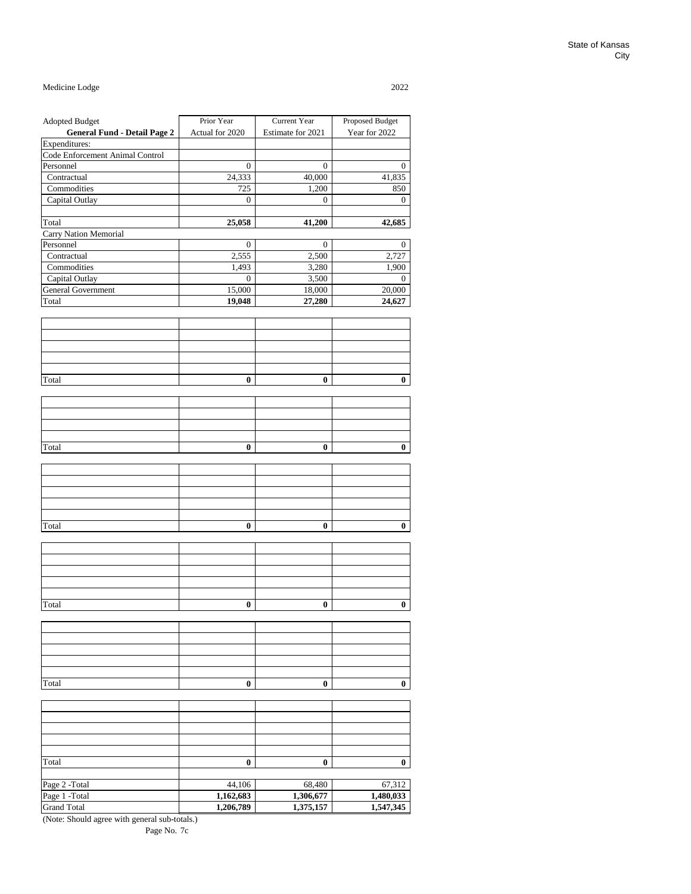State of Kansas
City

Medicine Lodge 2022

| Adopted Budget **General Fund - Detail Page 2** | Prior Year Actual for 2020 | Current Year Estimate for 2021 | Proposed Budget Year for 2022 |
|---|---|---|---|
| Expenditures: | | | |
| Code Enforcement Animal Control | | | |
| Personnel | 0 | 0 | 0 |
| Contractual | 24,333 | 40,000 | 41,835 |
| Commodities | 725 | 1,200 | 850 |
| Capital Outlay | 0 | 0 | 0 |
| | | | |
| Total | **25,058** | **41,200** | **42,685** |
| Carry Nation Memorial | | | |
| Personnel | 0 | 0 | 0 |
| Contractual | 2,555 | 2,500 | 2,727 |
| Commodities | 1,493 | 3,280 | 1,900 |
| Capital Outlay | 0 | 3,500 | 0 |
| General Government | 15,000 | 18,000 | 20,000 |
| Total | **19,048** | **27,280** | **24,627** |

| | | | |
|---|---|---|---|
| | | | |
| | | | |
| | | | |
| | | | |
| | | | |
| Total | **0** | **0** | **0** |

| | | | |
|---|---|---|---|
| | | | |
| | | | |
| | | | |
| | | | |
| Total | **0** | **0** | **0** |

| | | | |
|---|---|---|---|
| | | | |
| | | | |
| | | | |
| | | | |
| | | | |
| Total | **0** | **0** | **0** |

| | | | |
|---|---|---|---|
| | | | |
| | | | |
| | | | |
| | | | |
| | | | |
| Total | **0** | **0** | **0** |

| | | | |
|---|---|---|---|
| | | | |
| | | | |
| | | | |
| | | | |
| | | | |
| Total | **0** | **0** | **0** |

| | | | |
|---|---|---|---|
| | | | |
| | | | |
| | | | |
| | | | |
| | | | |
| Total | **0** | **0** | **0** |

| | | | |
|---|---|---|---|
| Page 2 -Total | 44,106 | 68,480 | 67,312 |
| Page 1 -Total | **1,162,683** | **1,306,677** | **1,480,033** |
| Grand Total | **1,206,789** | **1,375,157** | **1,547,345** |

(Note: Should agree with general sub-totals.)

Page No. 7c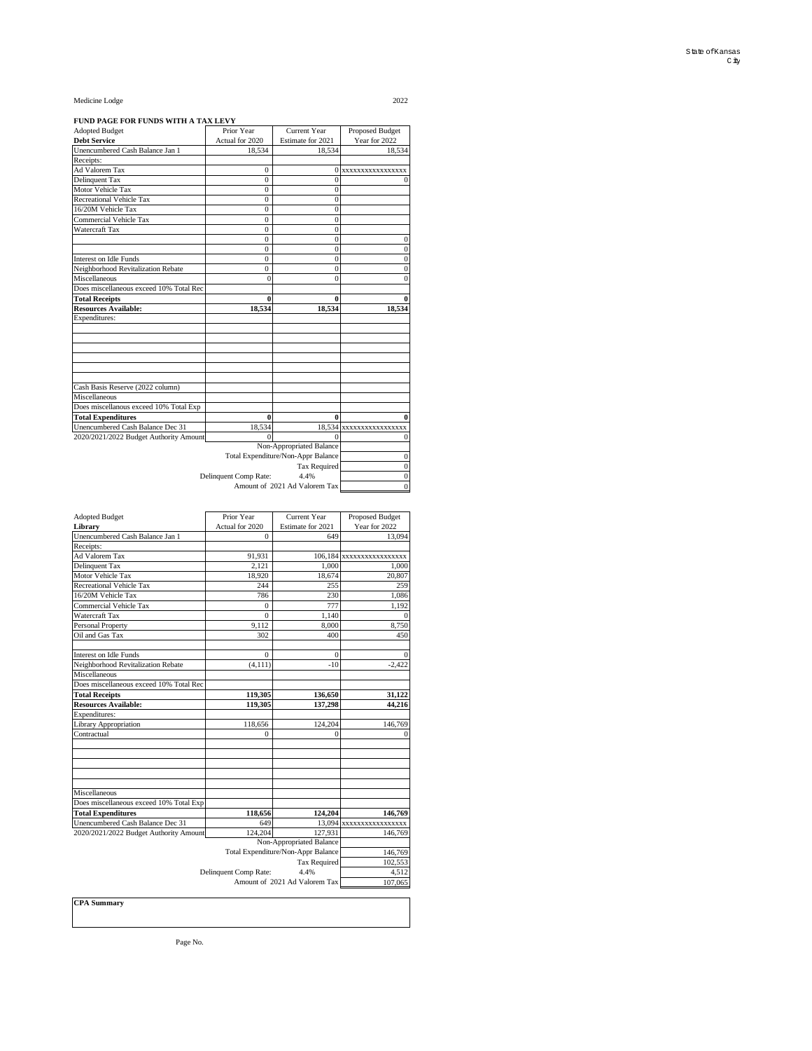State of Kansas
City

Medicine Lodge 2022

**FUND PAGE FOR FUNDS WITH A TAX LEVY**

| Adopted Budget<br>**Debt Service** | Prior Year<br>Actual for 2020 | Current Year<br>Estimate for 2021 | Proposed Budget<br>Year for 2022 |
|---|---|---|---|
| Unencumbered Cash Balance Jan 1 | 18,534 | 18,534 | 18,534 |
| Receipts: | | | |
| Ad Valorem Tax | 0 | 0 | xxxxxxxxxxxxxxxx |
| Delinquent Tax | 0 | 0 | 0 |
| Motor Vehicle Tax | 0 | 0 | |
| Recreational Vehicle Tax | 0 | 0 | |
| 16/20M Vehicle Tax | 0 | 0 | |
| Commercial Vehicle Tax | 0 | 0 | |
| Watercraft Tax | 0 | 0 | |
| | 0 | 0 | 0 |
| | 0 | 0 | 0 |
| Interest on Idle Funds | 0 | 0 | 0 |
| Neighborhood Revitalization Rebate | 0 | 0 | 0 |
| Miscellaneous | 0 | 0 | 0 |
| Does miscellaneous exceed 10% Total Rec | | | |
| **Total Receipts** | **0** | **0** | **0** |
| **Resources Available:** | **18,534** | **18,534** | **18,534** |
| Expenditures: | | | |
| | | | |
| | | | |
| | | | |
| | | | |
| | | | |
| | | | |
| Cash Basis Reserve (2022 column) | | | |
| Miscellaneous | | | |
| Does miscellanous exceed 10% Total Exp | | | |
| **Total Expenditures** | **0** | **0** | **0** |
| Unencumbered Cash Balance Dec 31 | 18,534 | 18,534 | xxxxxxxxxxxxxxxx |
| 2020/2021/2022 Budget Authority Amount | 0 | 0 | 0 |
| | | Non-Appropriated Balance | |
| | | Total Expenditure/Non-Appr Balance | 0 |
| | | Tax Required | 0 |
| | Delinquent Comp Rate: | 4.4% | 0 |
| | | Amount of 2021 Ad Valorem Tax | 0 |

| Adopted Budget<br>**Library** | Prior Year<br>Actual for 2020 | Current Year<br>Estimate for 2021 | Proposed Budget<br>Year for 2022 |
|---|---|---|---|
| Unencumbered Cash Balance Jan 1 | 0 | 649 | 13,094 |
| Receipts: | | | |
| Ad Valorem Tax | 91,931 | 106,184 | xxxxxxxxxxxxxxxx |
| Delinquent Tax | 2,121 | 1,000 | 1,000 |
| Motor Vehicle Tax | 18,920 | 18,674 | 20,807 |
| Recreational Vehicle Tax | 244 | 255 | 259 |
| 16/20M Vehicle Tax | 786 | 230 | 1,086 |
| Commercial Vehicle Tax | 0 | 777 | 1,192 |
| Watercraft Tax | 0 | 1,140 | 0 |
| Personal Property | 9,112 | 8,000 | 8,750 |
| Oil and Gas Tax | 302 | 400 | 450 |
| | | | |
| Interest on Idle Funds | 0 | 0 | 0 |
| Neighborhood Revitalization Rebate | (4,111) | -10 | -2,422 |
| Miscellaneous | | | |
| Does miscellaneous exceed 10% Total Rec | | | |
| **Total Receipts** | **119,305** | **136,650** | **31,122** |
| **Resources Available:** | **119,305** | **137,298** | **44,216** |
| Expenditures: | | | |
| Library Appropriation | 118,656 | 124,204 | 146,769 |
| Contractual | 0 | 0 | 0 |
| | | | |
| | | | |
| | | | |
| | | | |
| | | | |
| Miscellaneous | | | |
| Does miscellaneous exceed 10% Total Exp | | | |
| **Total Expenditures** | **118,656** | **124,204** | **146,769** |
| Unencumbered Cash Balance Dec 31 | 649 | 13,094 | xxxxxxxxxxxxxxxx |
| 2020/2021/2022 Budget Authority Amount | 124,204 | 127,931 | 146,769 |
| | | Non-Appropriated Balance | |
| | | Total Expenditure/Non-Appr Balance | 146,769 |
| | | Tax Required | 102,553 |
| | Delinquent Comp Rate: | 4.4% | 4,512 |
| | | Amount of 2021 Ad Valorem Tax | 107,065 |

**CPA Summary**

Page No.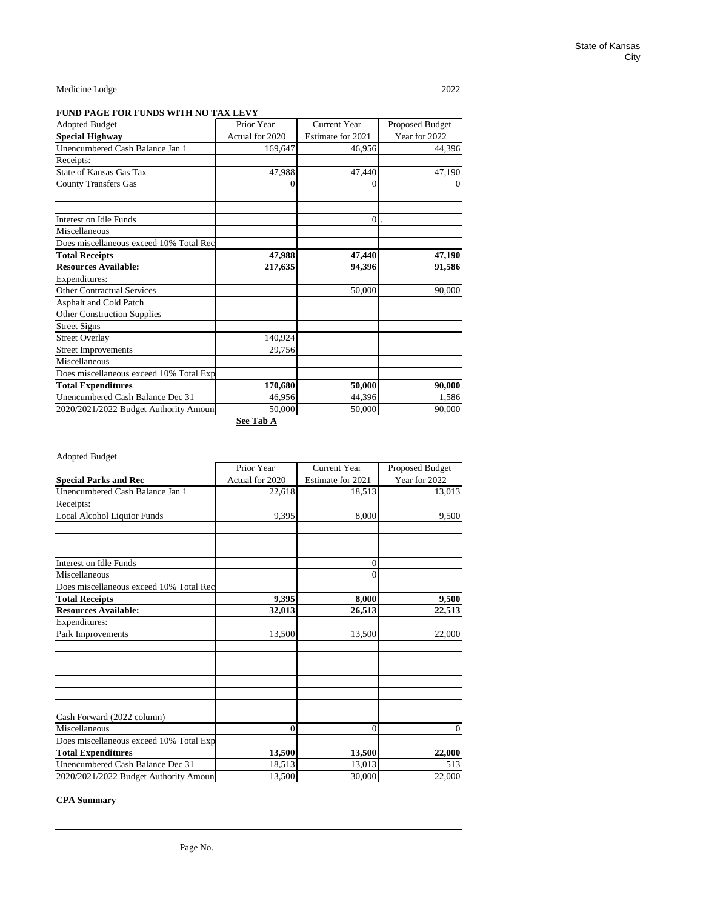State of Kansas
City

Medicine Lodge 2022

**FUND PAGE FOR FUNDS WITH NO TAX LEVY**

| Adopted Budget | Prior Year | Current Year | Proposed Budget |
|---|---|---|---|
| **Special Highway** | Actual for 2020 | Estimate for 2021 | Year for 2022 |
| Unencumbered Cash Balance Jan 1 | 169,647 | 46,956 | 44,396 |
| Receipts: | | | |
| State of Kansas Gas Tax | 47,988 | 47,440 | 47,190 |
| County Transfers Gas | 0 | 0 | 0 |
| | | | |
| | | | |
| Interest on Idle Funds | | 0 | . |
| Miscellaneous | | | |
| Does miscellaneous exceed 10% Total Rec | | | |
| **Total Receipts** | **47,988** | **47,440** | **47,190** |
| **Resources Available:** | **217,635** | **94,396** | **91,586** |
| Expenditures: | | | |
| Other Contractual Services | | 50,000 | 90,000 |
| Asphalt and Cold Patch | | | |
| Other Construction Supplies | | | |
| Street Signs | | | |
| Street Overlay | 140,924 | | |
| Street Improvements | 29,756 | | |
| Miscellaneous | | | |
| Does miscellaneous exceed 10% Total Exp | | | |
| **Total Expenditures** | **170,680** | **50,000** | **90,000** |
| Unencumbered Cash Balance Dec 31 | 46,956 | 44,396 | 1,586 |
| 2020/2021/2022 Budget Authority Amount | 50,000 | 50,000 | 90,000 |

**See Tab A**

Adopted Budget

| | Prior Year | Current Year | Proposed Budget |
|---|---|---|---|
| **Special Parks and Rec** | Actual for 2020 | Estimate for 2021 | Year for 2022 |
| Unencumbered Cash Balance Jan 1 | 22,618 | 18,513 | 13,013 |
| Receipts: | | | |
| Local Alcohol Liquior Funds | 9,395 | 8,000 | 9,500 |
| | | | |
| | | | |
| | | | |
| Interest on Idle Funds | | 0 | |
| Miscellaneous | | 0 | |
| Does miscellaneous exceed 10% Total Rec | | | |
| **Total Receipts** | **9,395** | **8,000** | **9,500** |
| **Resources Available:** | **32,013** | **26,513** | **22,513** |
| Expenditures: | | | |
| Park Improvements | 13,500 | 13,500 | 22,000 |
| | | | |
| | | | |
| | | | |
| | | | |
| | | | |
| | | | |
| Cash Forward (2022 column) | | | |
| Miscellaneous | 0 | 0 | 0 |
| Does miscellaneous exceed 10% Total Exp | | | |
| **Total Expenditures** | **13,500** | **13,500** | **22,000** |
| Unencumbered Cash Balance Dec 31 | 18,513 | 13,013 | 513 |
| 2020/2021/2022 Budget Authority Amount | 13,500 | 30,000 | 22,000 |

**CPA Summary**

Page No.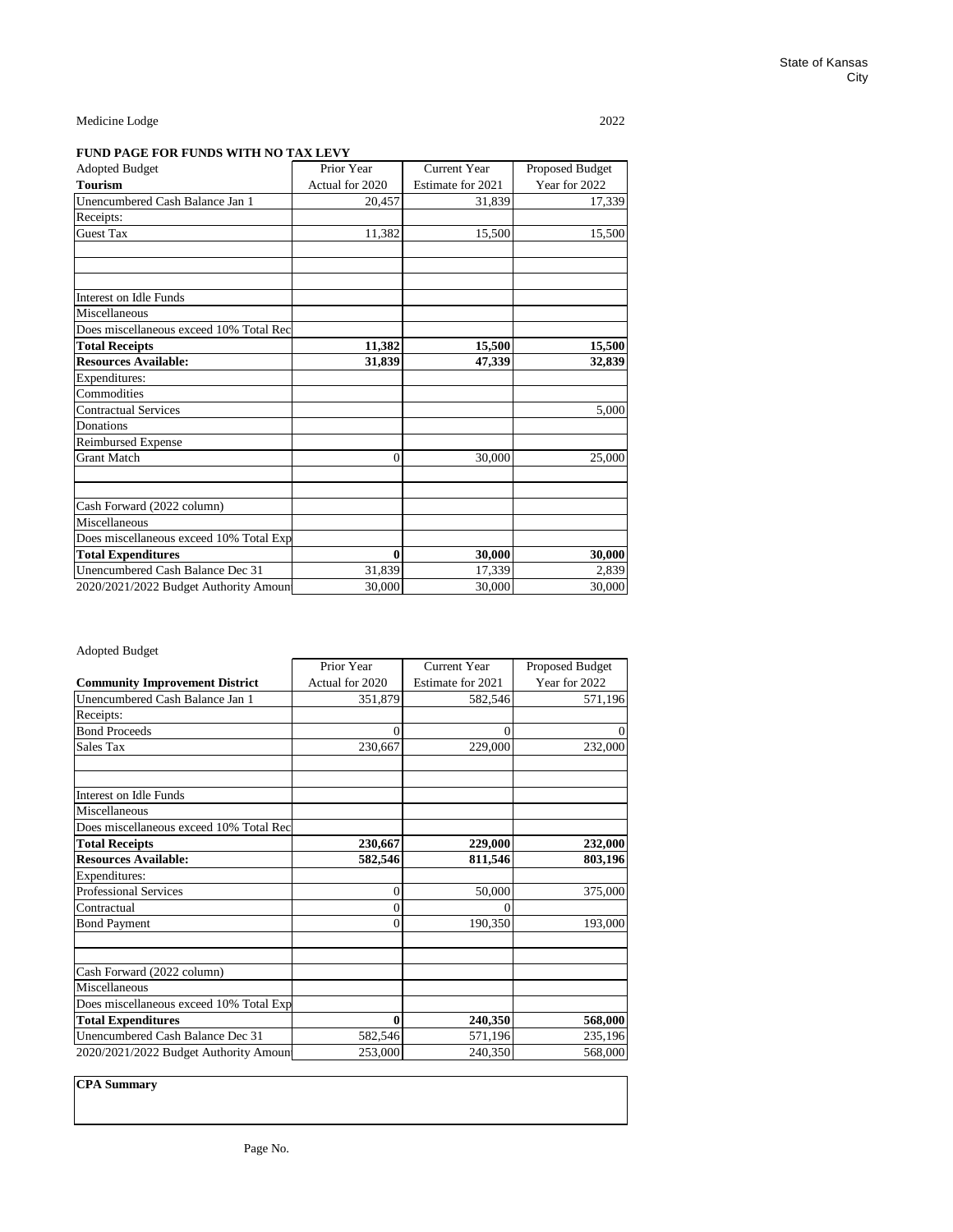State of Kansas
City

Medicine Lodge 2022

**FUND PAGE FOR FUNDS WITH NO TAX LEVY**

| Adopted Budget | Prior Year | Current Year | Proposed Budget |
|---|---|---|---|
| **Tourism** | Actual for 2020 | Estimate for 2021 | Year for 2022 |
| Unencumbered Cash Balance Jan 1 | 20,457 | 31,839 | 17,339 |
| Receipts: | | | |
| Guest Tax | 11,382 | 15,500 | 15,500 |
| | | | |
| | | | |
| | | | |
| Interest on Idle Funds | | | |
| Miscellaneous | | | |
| Does miscellaneous exceed 10% Total Rec | | | |
| **Total Receipts** | **11,382** | **15,500** | **15,500** |
| **Resources Available:** | **31,839** | **47,339** | **32,839** |
| Expenditures: | | | |
| Commodities | | | |
| Contractual Services | | | 5,000 |
| Donations | | | |
| Reimbursed Expense | | | |
| Grant Match | 0 | 30,000 | 25,000 |
| | | | |
| | | | |
| Cash Forward (2022 column) | | | |
| Miscellaneous | | | |
| Does miscellaneous exceed 10% Total Exp | | | |
| **Total Expenditures** | **0** | **30,000** | **30,000** |
| Unencumbered Cash Balance Dec 31 | 31,839 | 17,339 | 2,839 |
| 2020/2021/2022 Budget Authority Amount | 30,000 | 30,000 | 30,000 |

Adopted Budget

| | Prior Year | Current Year | Proposed Budget |
|---|---|---|---|
| **Community Improvement District** | Actual for 2020 | Estimate for 2021 | Year for 2022 |
| Unencumbered Cash Balance Jan 1 | 351,879 | 582,546 | 571,196 |
| Receipts: | | | |
| Bond Proceeds | 0 | 0 | 0 |
| Sales Tax | 230,667 | 229,000 | 232,000 |
| | | | |
| | | | |
| Interest on Idle Funds | | | |
| Miscellaneous | | | |
| Does miscellaneous exceed 10% Total Rec | | | |
| **Total Receipts** | **230,667** | **229,000** | **232,000** |
| **Resources Available:** | **582,546** | **811,546** | **803,196** |
| Expenditures: | | | |
| Professional Services | 0 | 50,000 | 375,000 |
| Contractual | 0 | 0 | |
| Bond Payment | 0 | 190,350 | 193,000 |
| | | | |
| | | | |
| Cash Forward (2022 column) | | | |
| Miscellaneous | | | |
| Does miscellaneous exceed 10% Total Exp | | | |
| **Total Expenditures** | **0** | **240,350** | **568,000** |
| Unencumbered Cash Balance Dec 31 | 582,546 | 571,196 | 235,196 |
| 2020/2021/2022 Budget Authority Amount | 253,000 | 240,350 | 568,000 |

**CPA Summary**

Page No.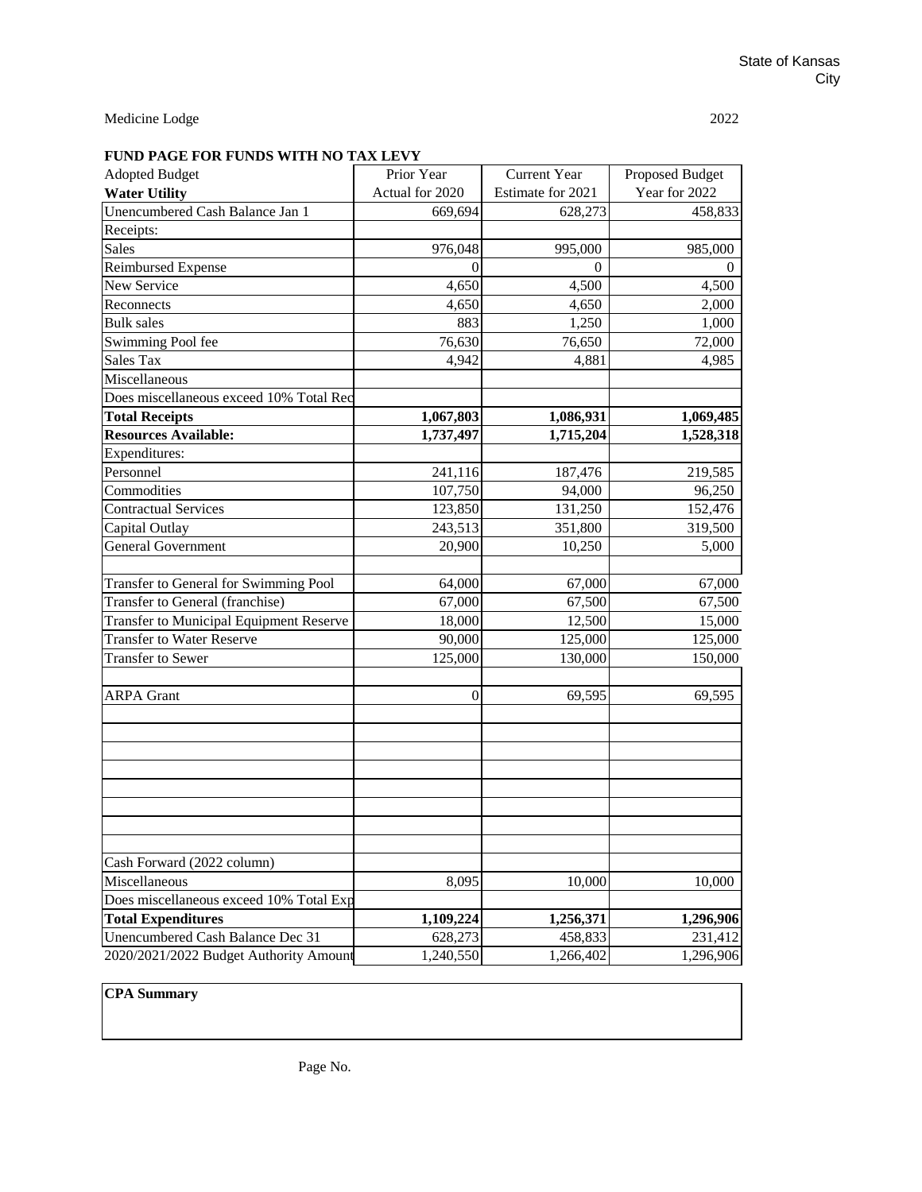State of Kansas
City

Medicine Lodge 2022

## FUND PAGE FOR FUNDS WITH NO TAX LEVY

| Adopted Budget | Prior Year | Current Year | Proposed Budget |
|---|---|---|---|
| **Water Utility** | Actual for 2020 | Estimate for 2021 | Year for 2022 |
| Unencumbered Cash Balance Jan 1 | 669,694 | 628,273 | 458,833 |
| Receipts: | | | |
| Sales | 976,048 | 995,000 | 985,000 |
| Reimbursed Expense | 0 | 0 | 0 |
| New Service | 4,650 | 4,500 | 4,500 |
| Reconnects | 4,650 | 4,650 | 2,000 |
| Bulk sales | 883 | 1,250 | 1,000 |
| Swimming Pool fee | 76,630 | 76,650 | 72,000 |
| Sales Tax | 4,942 | 4,881 | 4,985 |
| Miscellaneous | | | |
| Does miscellaneous exceed 10% Total Rec | | | |
| **Total Receipts** | **1,067,803** | **1,086,931** | **1,069,485** |
| **Resources Available:** | **1,737,497** | **1,715,204** | **1,528,318** |
| Expenditures: | | | |
| Personnel | 241,116 | 187,476 | 219,585 |
| Commodities | 107,750 | 94,000 | 96,250 |
| Contractual Services | 123,850 | 131,250 | 152,476 |
| Capital Outlay | 243,513 | 351,800 | 319,500 |
| General Government | 20,900 | 10,250 | 5,000 |
| | | | |
| Transfer to General for Swimming Pool | 64,000 | 67,000 | 67,000 |
| Transfer to General (franchise) | 67,000 | 67,500 | 67,500 |
| Transfer to Municipal Equipment Reserve | 18,000 | 12,500 | 15,000 |
| Transfer to Water Reserve | 90,000 | 125,000 | 125,000 |
| Transfer to Sewer | 125,000 | 130,000 | 150,000 |
| | | | |
| ARPA Grant | 0 | 69,595 | 69,595 |
| | | | |
| | | | |
| | | | |
| | | | |
| | | | |
| | | | |
| | | | |
| | | | |
| Cash Forward (2022 column) | | | |
| Miscellaneous | 8,095 | 10,000 | 10,000 |
| Does miscellaneous exceed 10% Total Exp | | | |
| **Total Expenditures** | **1,109,224** | **1,256,371** | **1,296,906** |
| Unencumbered Cash Balance Dec 31 | 628,273 | 458,833 | 231,412 |
| 2020/2021/2022 Budget Authority Amount | 1,240,550 | 1,266,402 | 1,296,906 |

**CPA Summary**

Page No.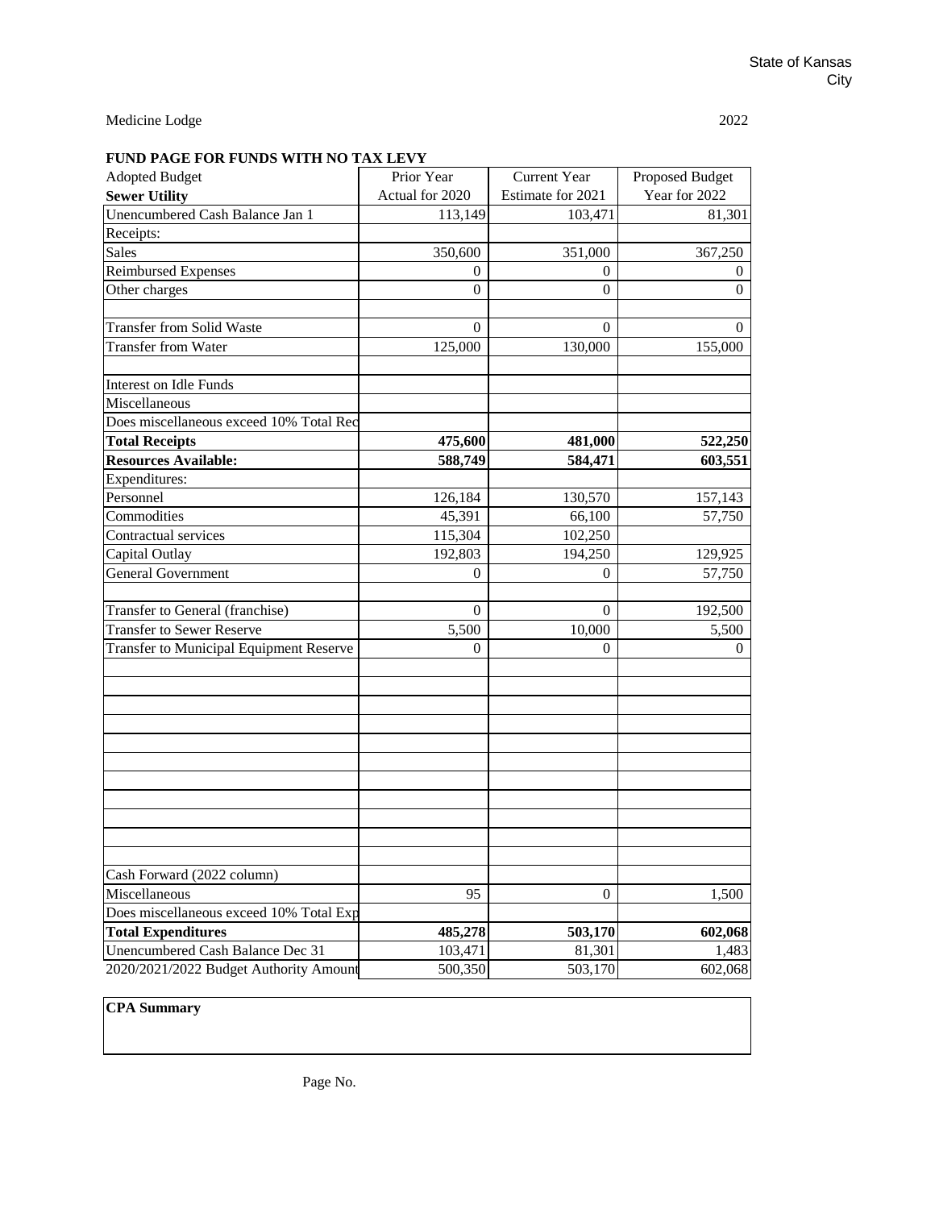State of Kansas
City

Medicine Lodge 2022

**FUND PAGE FOR FUNDS WITH NO TAX LEVY**

| Adopted Budget<br>**Sewer Utility** | Prior Year<br>Actual for 2020 | Current Year<br>Estimate for 2021 | Proposed Budget<br>Year for 2022 |
|---|---|---|---|
| Unencumbered Cash Balance Jan 1 | 113,149 | 103,471 | 81,301 |
| Receipts: | | | |
| Sales | 350,600 | 351,000 | 367,250 |
| Reimbursed Expenses | 0 | 0 | 0 |
| Other charges | 0 | 0 | 0 |
| | | | |
| Transfer from Solid Waste | 0 | 0 | 0 |
| Transfer from Water | 125,000 | 130,000 | 155,000 |
| | | | |
| Interest on Idle Funds | | | |
| Miscellaneous | | | |
| Does miscellaneous exceed 10% Total Rec | | | |
| **Total Receipts** | **475,600** | **481,000** | **522,250** |
| **Resources Available:** | **588,749** | **584,471** | **603,551** |
| Expenditures: | | | |
| Personnel | 126,184 | 130,570 | 157,143 |
| Commodities | 45,391 | 66,100 | 57,750 |
| Contractual services | 115,304 | 102,250 | |
| Capital Outlay | 192,803 | 194,250 | 129,925 |
| General Government | 0 | 0 | 57,750 |
| | | | |
| Transfer to General (franchise) | 0 | 0 | 192,500 |
| Transfer to Sewer Reserve | 5,500 | 10,000 | 5,500 |
| Transfer to Municipal Equipment Reserve | 0 | 0 | 0 |
| | | | |
| | | | |
| | | | |
| | | | |
| | | | |
| | | | |
| | | | |
| | | | |
| | | | |
| | | | |
| | | | |
| Cash Forward (2022 column) | | | |
| Miscellaneous | 95 | 0 | 1,500 |
| Does miscellaneous exceed 10% Total Exp | | | |
| **Total Expenditures** | **485,278** | **503,170** | **602,068** |
| Unencumbered Cash Balance Dec 31 | 103,471 | 81,301 | 1,483 |
| 2020/2021/2022 Budget Authority Amount | 500,350 | 503,170 | 602,068 |

**CPA Summary**

Page No.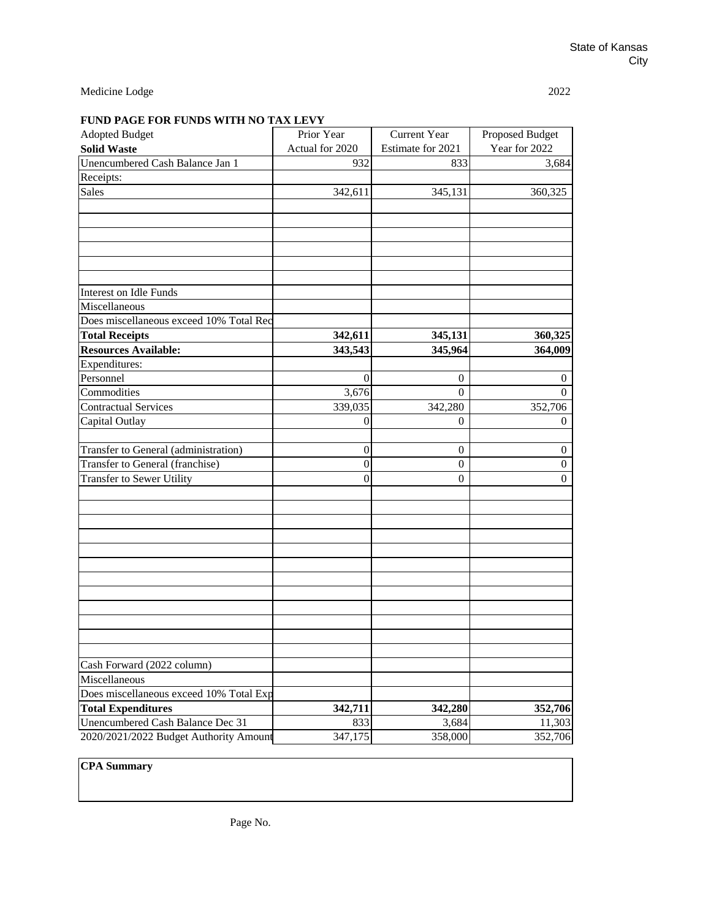State of Kansas
City

Medicine Lodge 2022

**FUND PAGE FOR FUNDS WITH NO TAX LEVY**

| Adopted Budget<br>**Solid Waste** | Prior Year<br>Actual for 2020 | Current Year<br>Estimate for 2021 | Proposed Budget<br>Year for 2022 |
|---|---|---|---|
| Unencumbered Cash Balance Jan 1 | 932 | 833 | 3,684 |
| Receipts: | | | |
| Sales | 342,611 | 345,131 | 360,325 |
| | | | |
| | | | |
| | | | |
| | | | |
| | | | |
| | | | |
| Interest on Idle Funds | | | |
| Miscellaneous | | | |
| Does miscellaneous exceed 10% Total Rec | | | |
| **Total Receipts** | **342,611** | **345,131** | **360,325** |
| **Resources Available:** | **343,543** | **345,964** | **364,009** |
| Expenditures: | | | |
| Personnel | 0 | 0 | 0 |
| Commodities | 3,676 | 0 | 0 |
| Contractual Services | 339,035 | 342,280 | 352,706 |
| Capital Outlay | 0 | 0 | 0 |
| | | | |
| Transfer to General (administration) | 0 | 0 | 0 |
| Transfer to General (franchise) | 0 | 0 | 0 |
| Transfer to Sewer Utility | 0 | 0 | 0 |
| | | | |
| | | | |
| | | | |
| | | | |
| | | | |
| | | | |
| | | | |
| | | | |
| | | | |
| | | | |
| | | | |
| | | | |
| Cash Forward (2022 column) | | | |
| Miscellaneous | | | |
| Does miscellaneous exceed 10% Total Exp | | | |
| **Total Expenditures** | **342,711** | **342,280** | **352,706** |
| Unencumbered Cash Balance Dec 31 | 833 | 3,684 | 11,303 |
| 2020/2021/2022 Budget Authority Amount | 347,175 | 358,000 | 352,706 |

**CPA Summary**

Page No.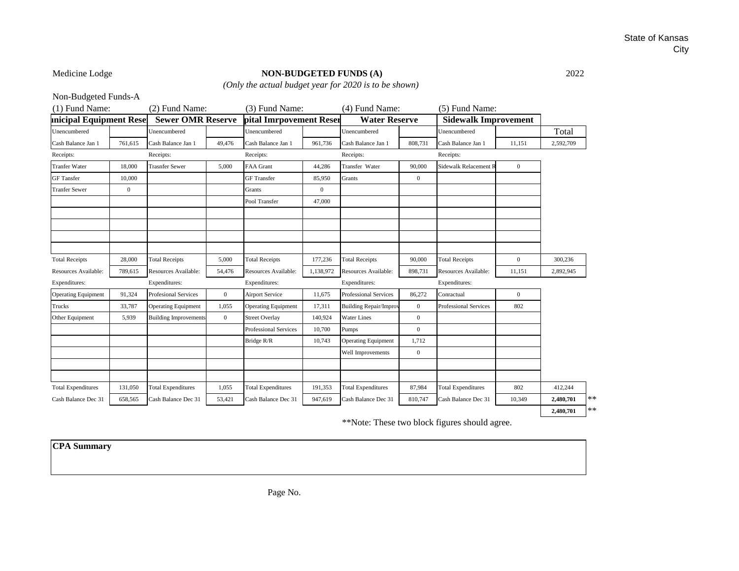State of Kansas
City

Medicine Lodge

## NON-BUDGETED FUNDS (A)

2022

*(Only the actual budget year for 2020 is to be shown)*

Non-Budgeted Funds-A

| (1) Fund Name: | | (2) Fund Name: | | (3) Fund Name: | | (4) Fund Name: | | (5) Fund Name: | | |
|---|---|---|---|---|---|---|---|---|---|---|
| **ınicipal Equipment Rese** | | **Sewer OMR Reserve** | | **pital Imrpovement Reser** | | **Water Reserve** | | **Sidewalk Improvement** | | |
| Unencumbered | | Unencumbered | | Unencumbered | | Unencumbered | | Unencumbered | | Total |
| Cash Balance Jan 1 | 761,615 | Cash Balance Jan 1 | 49,476 | Cash Balance Jan 1 | 961,736 | Cash Balance Jan 1 | 808,731 | Cash Balance Jan 1 | 11,151 | 2,592,709 |
| Receipts: | | Receipts: | | Receipts: | | Receipts: | | Receipts: | | |
| Tranfer Water | 18,000 | Trasnfer Sewer | 5,000 | FAA Grant | 44,286 | Transfer Water | 90,000 | Sidewalk Relacement R | 0 | |
| GF Tansfer | 10,000 | | | GF Transfer | 85,950 | Grants | 0 | | | |
| Tranfer Sewer | 0 | | | Grants | 0 | | | | | |
| | | | | Pool Transfer | 47,000 | | | | | |
| | | | | | | | | | | |
| | | | | | | | | | | |
| | | | | | | | | | | |
| | | | | | | | | | | |
| Total Receipts | 28,000 | Total Receipts | 5,000 | Total Receipts | 177,236 | Total Receipts | 90,000 | Total Receipts | 0 | 300,236 |
| Resources Available: | 789,615 | Resources Available: | 54,476 | Resources Available: | 1,138,972 | Resources Available: | 898,731 | Resources Available: | 11,151 | 2,892,945 |
| Expenditures: | | Expenditures: | | Expenditures: | | Expenditures: | | Expenditures: | | |
| Operating Equipment | 91,324 | Profesional Services | 0 | Airport Service | 11,675 | Professional Services | 86,272 | Conractual | 0 | |
| Trucks | 33,787 | Operating Equipment | 1,055 | Operating Equipment | 17,311 | Building Repair/Improv | 0 | Professional Services | 802 | |
| Other Equipment | 5,939 | Building Improvements | 0 | Street Overlay | 140,924 | Water Lines | 0 | | | |
| | | | | Professional Services | 10,700 | Pumps | 0 | | | |
| | | | | Bridge R/R | 10,743 | Operating Equipment | 1,712 | | | |
| | | | | | | Well Improvements | 0 | | | |
| | | | | | | | | | | |
| | | | | | | | | | | |
| Total Expenditures | 131,050 | Total Expenditures | 1,055 | Total Expenditures | 191,353 | Total Expenditures | 87,984 | Total Expenditures | 802 | 412,244 |
| Cash Balance Dec 31 | 658,565 | Cash Balance Dec 31 | 53,421 | Cash Balance Dec 31 | 947,619 | Cash Balance Dec 31 | 810,747 | Cash Balance Dec 31 | 10,349 | **2,480,701** ** |
| | | | | | | | | | | **2,480,701** ** |

**Note: These two block figures should agree.

| **CPA Summary** |
|---|
| |

Page No.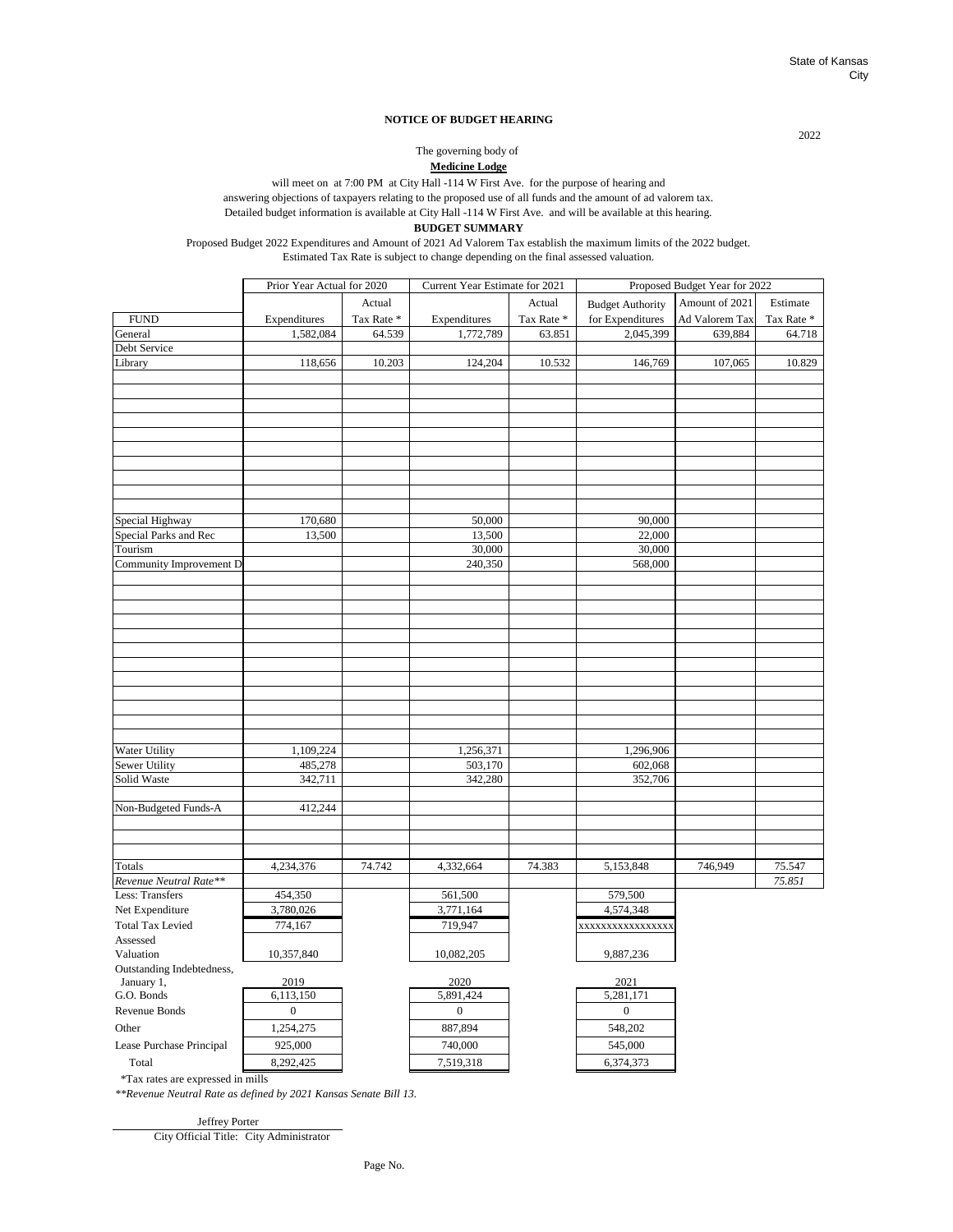State of Kansas
City

2022

**NOTICE OF BUDGET HEARING**

The governing body of

**Medicine Lodge**

will meet on at 7:00 PM at City Hall -114 W First Ave. for the purpose of hearing and answering objections of taxpayers relating to the proposed use of all funds and the amount of ad valorem tax.

Detailed budget information is available at City Hall -114 W First Ave. and will be available at this hearing.

**BUDGET SUMMARY**

Proposed Budget 2022 Expenditures and Amount of 2021 Ad Valorem Tax establish the maximum limits of the 2022 budget.
Estimated Tax Rate is subject to change depending on the final assessed valuation.

| | Prior Year Actual for 2020 | | Current Year Estimate for 2021 | | Proposed Budget Year for 2022 | | |
|---|---|---|---|---|---|---|---|
| FUND | Expenditures | Actual Tax Rate * | Expenditures | Actual Tax Rate * | Budget Authority for Expenditures | Amount of 2021 Ad Valorem Tax | Estimate Tax Rate * |
| General | 1,582,084 | 64.539 | 1,772,789 | 63.851 | 2,045,399 | 639,884 | 64.718 |
| Debt Service | | | | | | | |
| Library | 118,656 | 10.203 | 124,204 | 10.532 | 146,769 | 107,065 | 10.829 |
| Special Highway | 170,680 | | 50,000 | | 90,000 | | |
| Special Parks and Rec | 13,500 | | 13,500 | | 22,000 | | |
| Tourism | | | 30,000 | | 30,000 | | |
| Community Improvement D | | | 240,350 | | 568,000 | | |
| Water Utility | 1,109,224 | | 1,256,371 | | 1,296,906 | | |
| Sewer Utility | 485,278 | | 503,170 | | 602,068 | | |
| Solid Waste | 342,711 | | 342,280 | | 352,706 | | |
| Non-Budgeted Funds-A | 412,244 | | | | | | |
| Totals | 4,234,376 | 74.742 | 4,332,664 | 74.383 | 5,153,848 | 746,949 | 75.547 |
| *Revenue Neutral Rate*** | | | | | | | *75.851* |
| Less: Transfers | 454,350 | | 561,500 | | 579,500 | | |
| Net Expenditure | 3,780,026 | | 3,771,164 | | 4,574,348 | | |
| Total Tax Levied | 774,167 | | 719,947 | | xxxxxxxxxxxxxxxx | | |
| Assessed Valuation | 10,357,840 | | 10,082,205 | | 9,887,236 | | |
| Outstanding Indebtedness, January 1, | 2019 | | 2020 | | 2021 | | |
| G.O. Bonds | 6,113,150 | | 5,891,424 | | 5,281,171 | | |
| Revenue Bonds | 0 | | 0 | | 0 | | |
| Other | 1,254,275 | | 887,894 | | 548,202 | | |
| Lease Purchase Principal | 925,000 | | 740,000 | | 545,000 | | |
| Total | 8,292,425 | | 7,519,318 | | 6,374,373 | | |

*Tax rates are expressed in mills

*\*\*Revenue Neutral Rate as defined by 2021 Kansas Senate Bill 13.*

Jeffrey Porter
City Official Title: City Administrator

Page No.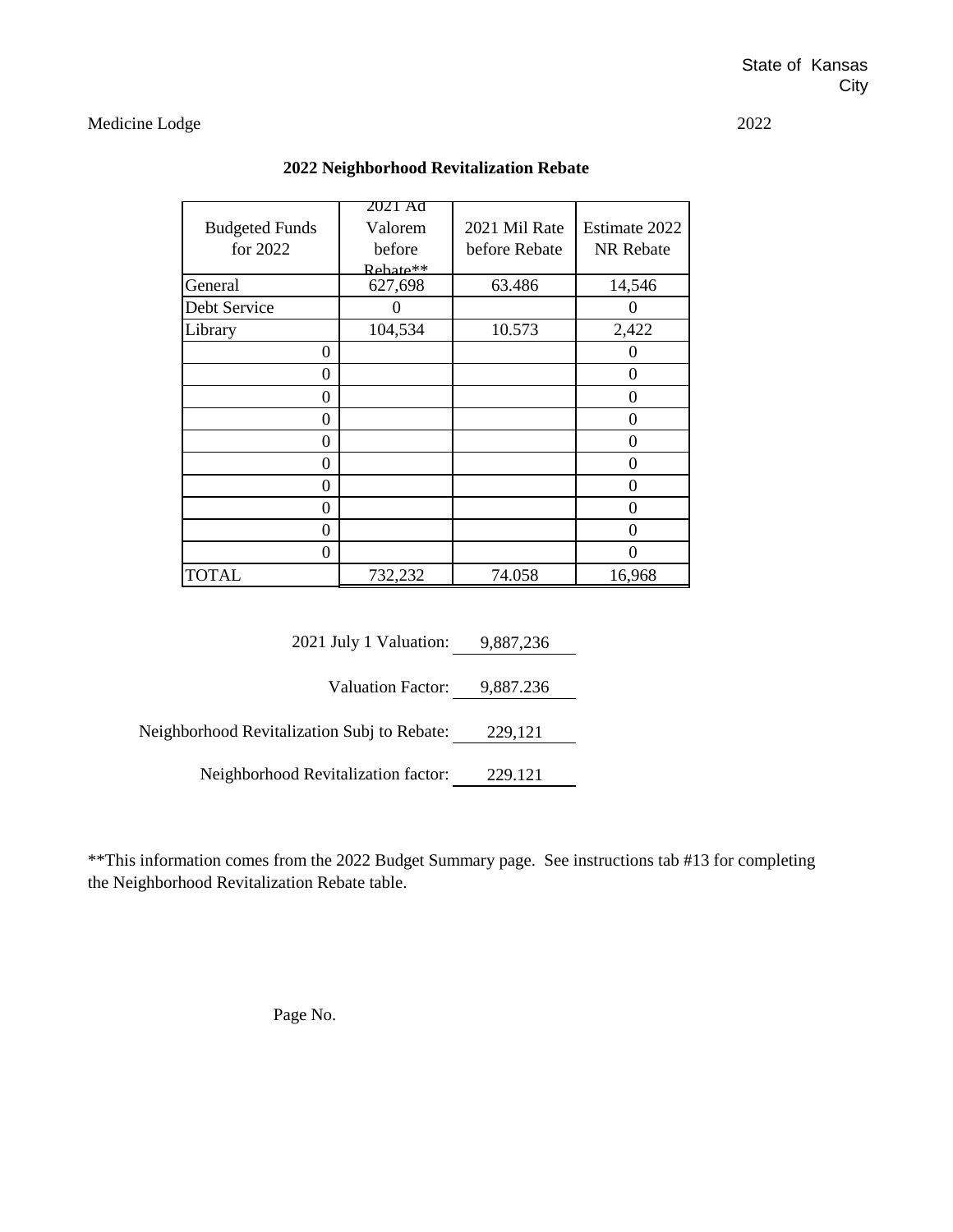State of Kansas
City

Medicine Lodge

2022

## 2022 Neighborhood Revitalization Rebate

| Budgeted Funds for 2022 | 2021 Ad Valorem before Rebate** | 2021 Mil Rate before Rebate | Estimate 2022 NR Rebate |
|---|---|---|---|
| General | 627,698 | 63.486 | 14,546 |
| Debt Service | 0 | | 0 |
| Library | 104,534 | 10.573 | 2,422 |
| 0 | | | 0 |
| 0 | | | 0 |
| 0 | | | 0 |
| 0 | | | 0 |
| 0 | | | 0 |
| 0 | | | 0 |
| 0 | | | 0 |
| 0 | | | 0 |
| 0 | | | 0 |
| 0 | | | 0 |
| TOTAL | 732,232 | 74.058 | 16,968 |

2021 July 1 Valuation: 9,887,236

Valuation Factor: 9,887.236

Neighborhood Revitalization Subj to Rebate: 229,121

Neighborhood Revitalization factor: 229.121

**This information comes from the 2022 Budget Summary page. See instructions tab #13 for completing the Neighborhood Revitalization Rebate table.

Page No.